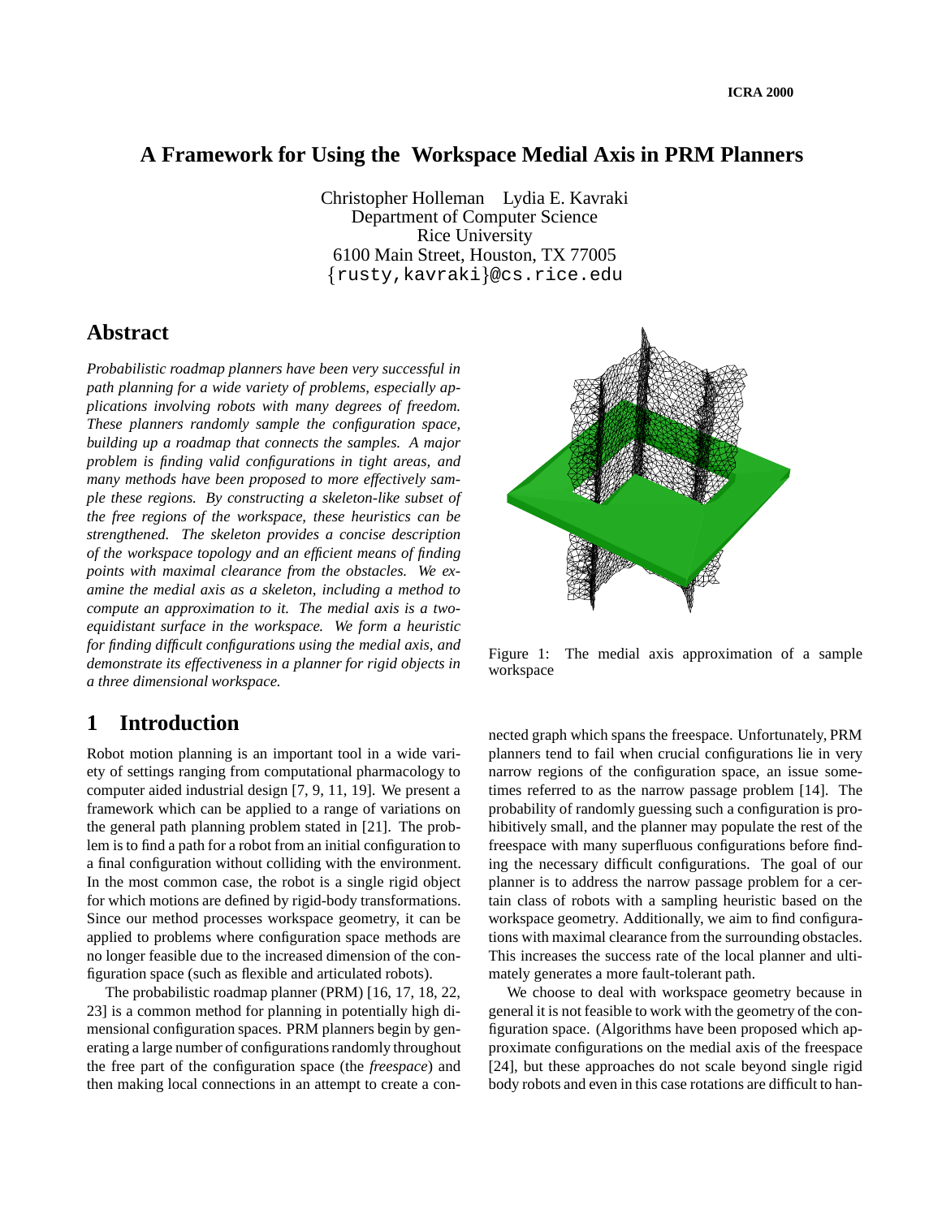# A Framework for Using the Workspace Medial Axis in PRM Planners

Christopher Holleman Lydia E. Kavraki
Department of Computer Science
Rice University
6100 Main Street, Houston, TX 77005
{rusty,kavraki}@cs.rice.edu

## Abstract

*Probabilistic roadmap planners have been very successful in path planning for a wide variety of problems, especially applications involving robots with many degrees of freedom. These planners randomly sample the configuration space, building up a roadmap that connects the samples. A major problem is finding valid configurations in tight areas, and many methods have been proposed to more effectively sample these regions. By constructing a skeleton-like subset of the free regions of the workspace, these heuristics can be strengthened. The skeleton provides a concise description of the workspace topology and an efficient means of finding points with maximal clearance from the obstacles. We examine the medial axis as a skeleton, including a method to compute an approximation to it. The medial axis is a two-equidistant surface in the workspace. We form a heuristic for finding difficult configurations using the medial axis, and demonstrate its effectiveness in a planner for rigid objects in a three dimensional workspace.*

Figure 1: The medial axis approximation of a sample workspace

## 1 Introduction

Robot motion planning is an important tool in a wide variety of settings ranging from computational pharmacology to computer aided industrial design [7, 9, 11, 19]. We present a framework which can be applied to a range of variations on the general path planning problem stated in [21]. The problem is to find a path for a robot from an initial configuration to a final configuration without colliding with the environment. In the most common case, the robot is a single rigid object for which motions are defined by rigid-body transformations. Since our method processes workspace geometry, it can be applied to problems where configuration space methods are no longer feasible due to the increased dimension of the configuration space (such as flexible and articulated robots).

The probabilistic roadmap planner (PRM) [16, 17, 18, 22, 23] is a common method for planning in potentially high dimensional configuration spaces. PRM planners begin by generating a large number of configurations randomly throughout the free part of the configuration space (the *freespace*) and then making local connections in an attempt to create a connected graph which spans the freespace. Unfortunately, PRM planners tend to fail when crucial configurations lie in very narrow regions of the configuration space, an issue sometimes referred to as the narrow passage problem [14]. The probability of randomly guessing such a configuration is prohibitively small, and the planner may populate the rest of the freespace with many superfluous configurations before finding the necessary difficult configurations. The goal of our planner is to address the narrow passage problem for a certain class of robots with a sampling heuristic based on the workspace geometry. Additionally, we aim to find configurations with maximal clearance from the surrounding obstacles. This increases the success rate of the local planner and ultimately generates a more fault-tolerant path.

We choose to deal with workspace geometry because in general it is not feasible to work with the geometry of the configuration space. (Algorithms have been proposed which approximate configurations on the medial axis of the freespace [24], but these approaches do not scale beyond single rigid body robots and even in this case rotations are difficult to han-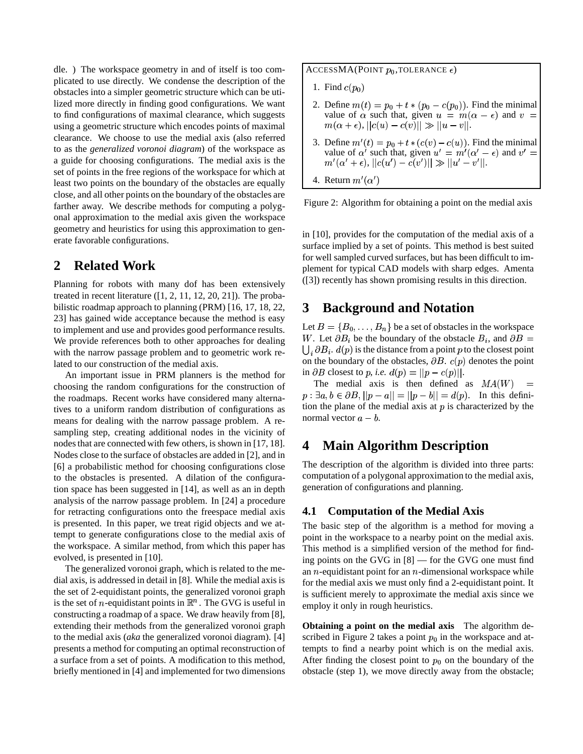dle. ) The workspace geometry in and of itself is too complicated to use directly. We condense the description of the obstacles into a simpler geometric structure which can be utilized more directly in finding good configurations. We want to find configurations of maximal clearance, which suggests using a geometric structure which encodes points of maximal clearance. We choose to use the medial axis (also referred to as the *generalized voronoi diagram*) of the workspace as a guide for choosing configurations. The medial axis is the set of points in the free regions of the workspace for which at least two points on the boundary of the obstacles are equally close, and all other points on the boundary of the obstacles are farther away. We describe methods for computing a polygonal approximation to the medial axis given the workspace geometry and heuristics for using this approximation to generate favorable configurations.

## 2 Related Work

Planning for robots with many dof has been extensively treated in recent literature ([1, 2, 11, 12, 20, 21]). The probabilistic roadmap approach to planning (PRM) [16, 17, 18, 22, 23] has gained wide acceptance because the method is easy to implement and use and provides good performance results. We provide references both to other approaches for dealing with the narrow passage problem and to geometric work related to our construction of the medial axis.

An important issue in PRM planners is the method for choosing the random configurations for the construction of the roadmaps. Recent works have considered many alternatives to a uniform random distribution of configurations as means for dealing with the narrow passage problem. A resampling step, creating additional nodes in the vicinity of nodes that are connected with few others, is shown in [17, 18]. Nodes close to the surface of obstacles are added in [2], and in [6] a probabilistic method for choosing configurations close to the obstacles is presented. A dilation of the configuration space has been suggested in [14], as well as an in depth analysis of the narrow passage problem. In [24] a procedure for retracting configurations onto the freespace medial axis is presented. In this paper, we treat rigid objects and we attempt to generate configurations close to the medial axis of the workspace. A similar method, from which this paper has evolved, is presented in [10].

The generalized voronoi graph, which is related to the medial axis, is addressed in detail in [8]. While the medial axis is the set of 2-equidistant points, the generalized voronoi graph is the set of $n$-equidistant points in $\mathbb{R}^n$. The GVG is useful in constructing a roadmap of a space. We draw heavily from [8], extending their methods from the generalized voronoi graph to the medial axis (*aka* the generalized voronoi diagram). [4] presents a method for computing an optimal reconstruction of a surface from a set of points. A modification to this method, briefly mentioned in [4] and implemented for two dimensions in [10], provides for the computation of the medial axis of a surface implied by a set of points. This method is best suited for well sampled curved surfaces, but has been difficult to implement for typical CAD models with sharp edges. Amenta ([3]) recently has shown promising results in this direction.

## 3 Background and Notation

Let $B = \{B_0, \ldots, B_n\}$ be a set of obstacles in the workspace $W$. Let $\partial B_i$ be the boundary of the obstacle $B_i$, and $\partial B = \bigcup_i \partial B_i$. $d(p)$ is the distance from a point $p$ to the closest point on the boundary of the obstacles, $\partial B$. $c(p)$ denotes the point in $\partial B$ closest to $p$, *i.e.* $d(p) = ||p - c(p)||$.

The medial axis is then defined as $MA(W) = p : \exists a, b \in \partial B, ||p - a|| = ||p - b|| = d(p)$. In this definition the plane of the medial axis at $p$ is characterized by the normal vector $a - b$.

## 4 Main Algorithm Description

The description of the algorithm is divided into three parts: computation of a polygonal approximation to the medial axis, generation of configurations and planning.

### 4.1 Computation of the Medial Axis

The basic step of the algorithm is a method for moving a point in the workspace to a nearby point on the medial axis. This method is a simplified version of the method for finding points on the GVG in [8] — for the GVG one must find an $n$-equidistant point for an $n$-dimensional workspace while for the medial axis we must only find a 2-equidistant point. It is sufficient merely to approximate the medial axis since we employ it only in rough heuristics.

**Obtaining a point on the medial axis** The algorithm described in Figure 2 takes a point $p_0$ in the workspace and attempts to find a nearby point which is on the medial axis. After finding the closest point to $p_0$ on the boundary of the obstacle (step 1), we move directly away from the obstacle;

```
ACCESSMA(POINT p_0, TOLERANCE ε)
```

1. Find $c(p_0)$
2. Define $m(t) = p_0 + t * (p_0 - c(p_0))$. Find the minimal value of $\alpha$ such that, given $u = m(\alpha - \epsilon)$ and $v = m(\alpha + \epsilon)$, $||c(u) - c(v)|| \gg ||u - v||$.
3. Define $m'(t) = p_0 + t * (c(v) - c(u))$. Find the minimal value of $\alpha'$ such that, given $u' = m'(\alpha' - \epsilon)$ and $v' = m'(\alpha' + \epsilon)$, $||c(u') - c(v')|| \gg ||u' - v'||$.
4. Return $m'(\alpha')$

Figure 2: Algorithm for obtaining a point on the medial axis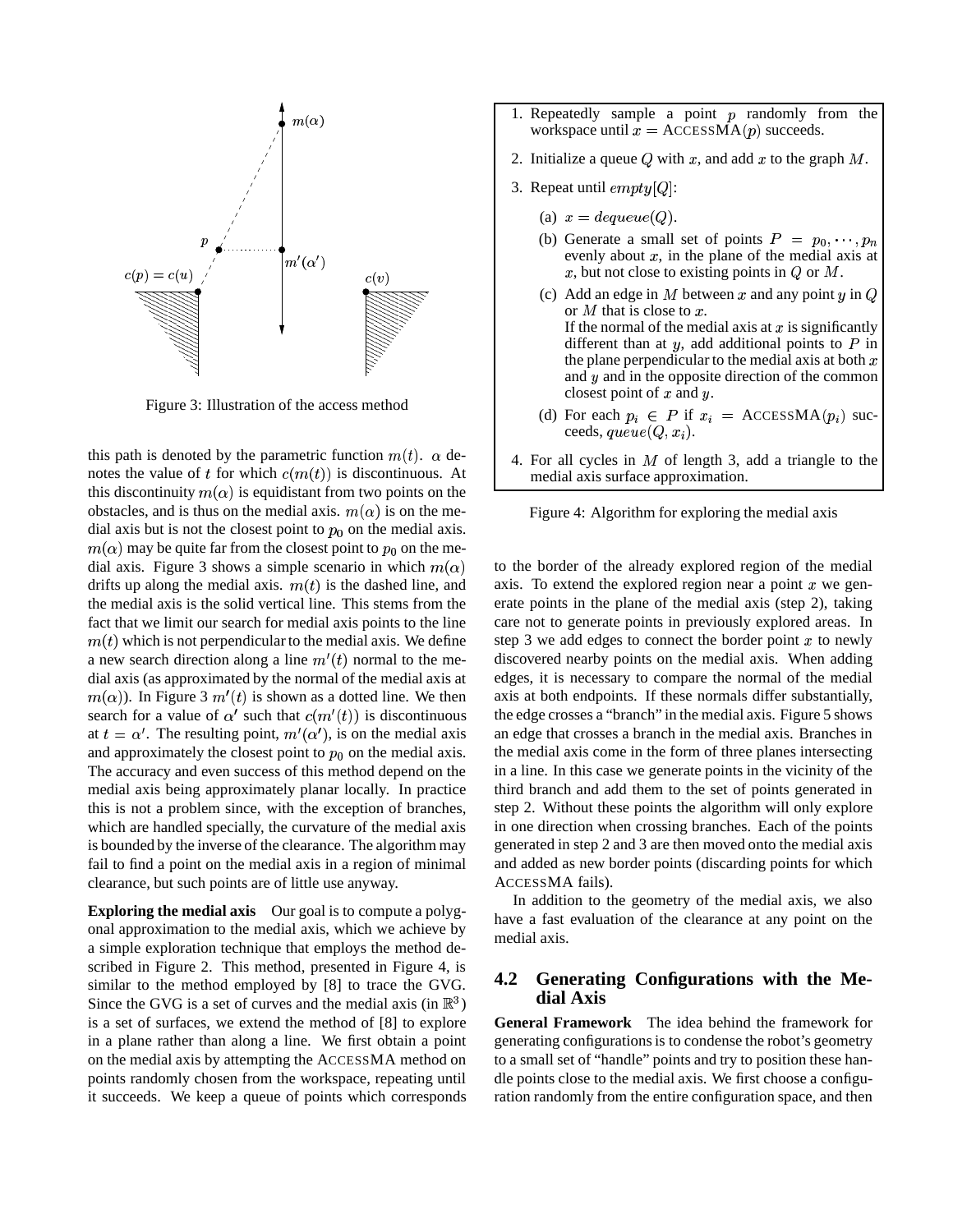Figure 3: Illustration of the access method

this path is denoted by the parametric function $m(t)$. $\alpha$ denotes the value of $t$ for which $c(m(t))$ is discontinuous. At this discontinuity $m(\alpha)$ is equidistant from two points on the obstacles, and is thus on the medial axis. $m(\alpha)$ is on the medial axis but is not the closest point to $p_0$ on the medial axis. $m(\alpha)$ may be quite far from the closest point to $p_0$ on the medial axis. Figure 3 shows a simple scenario in which $m(\alpha)$ drifts up along the medial axis. $m(t)$ is the dashed line, and the medial axis is the solid vertical line. This stems from the fact that we limit our search for medial axis points to the line $m(t)$ which is not perpendicular to the medial axis. We define a new search direction along a line $m'(t)$ normal to the medial axis (as approximated by the normal of the medial axis at $m(\alpha)$). In Figure 3 $m'(t)$ is shown as a dotted line. We then search for a value of $\alpha'$ such that $c(m'(t))$ is discontinuous at $t = \alpha'$. The resulting point, $m'(\alpha')$, is on the medial axis and approximately the closest point to $p_0$ on the medial axis. The accuracy and even success of this method depend on the medial axis being approximately planar locally. In practice this is not a problem since, with the exception of branches, which are handled specially, the curvature of the medial axis is bounded by the inverse of the clearance. The algorithm may fail to find a point on the medial axis in a region of minimal clearance, but such points are of little use anyway.

**Exploring the medial axis** Our goal is to compute a polygonal approximation to the medial axis, which we achieve by a simple exploration technique that employs the method described in Figure 2. This method, presented in Figure 4, is similar to the method employed by [8] to trace the GVG. Since the GVG is a set of curves and the medial axis (in $\mathbb{R}^3$) is a set of surfaces, we extend the method of [8] to explore in a plane rather than along a line. We first obtain a point on the medial axis by attempting the ACCESSMA method on points randomly chosen from the workspace, repeating until it succeeds. We keep a queue of points which corresponds to the border of the already explored region of the medial axis. To extend the explored region near a point $x$ we generate points in the plane of the medial axis (step 2), taking care not to generate points in previously explored areas. In step 3 we add edges to connect the border point $x$ to newly discovered nearby points on the medial axis. When adding edges, it is necessary to compare the normal of the medial axis at both endpoints. If these normals differ substantially, the edge crosses a "branch" in the medial axis. Figure 5 shows an edge that crosses a branch in the medial axis. Branches in the medial axis come in the form of three planes intersecting in a line. In this case we generate points in the vicinity of the third branch and add them to the set of points generated in step 2. Without these points the algorithm will only explore in one direction when crossing branches. Each of the points generated in step 2 and 3 are then moved onto the medial axis and added as new border points (discarding points for which ACCESSMA fails).

1. Repeatedly sample a point $p$ randomly from the workspace until $x = \text{ACCESSMA}(p)$ succeeds.
2. Initialize a queue $Q$ with $x$, and add $x$ to the graph $M$.
3. Repeat until $empty[Q]$:
   (a) $x = dequeue(Q)$.
   (b) Generate a small set of points $P = p_0, \cdots, p_n$ evenly about $x$, in the plane of the medial axis at $x$, but not close to existing points in $Q$ or $M$.
   (c) Add an edge in $M$ between $x$ and any point $y$ in $Q$ or $M$ that is close to $x$.
   If the normal of the medial axis at $x$ is significantly different than at $y$, add additional points to $P$ in the plane perpendicular to the medial axis at both $x$ and $y$ and in the opposite direction of the common closest point of $x$ and $y$.
   (d) For each $p_i \in P$ if $x_i = \text{ACCESSMA}(p_i)$ succeeds, $queue(Q, x_i)$.
4. For all cycles in $M$ of length 3, add a triangle to the medial axis surface approximation.

Figure 4: Algorithm for exploring the medial axis

In addition to the geometry of the medial axis, we also have a fast evaluation of the clearance at any point on the medial axis.

## 4.2 Generating Configurations with the Medial Axis

**General Framework** The idea behind the framework for generating configurations is to condense the robot's geometry to a small set of "handle" points and try to position these handle points close to the medial axis. We first choose a configuration randomly from the entire configuration space, and then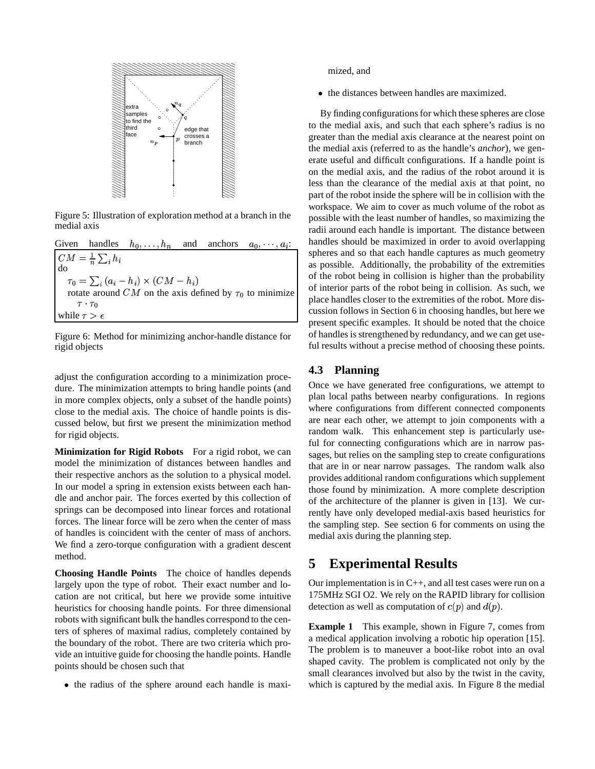extra samples to find the third face

edge that crosses a branch

Figure 5: Illustration of exploration method at a branch in the medial axis

Given handles $h_0, \ldots, h_n$ and anchors $a_0, \cdots, a_i$:

```
CM = (1/n) Σ_i h_i
do
    τ_0 = Σ_i (a_i − h_i) × (CM − h_i)
    rotate around CM on the axis defined by τ_0 to minimize
        τ · τ_0
while τ > ε
```

Figure 6: Method for minimizing anchor-handle distance for rigid objects

adjust the configuration according to a minimization procedure. The minimization attempts to bring handle points (and in more complex objects, only a subset of the handle points) close to the medial axis. The choice of handle points is discussed below, but first we present the minimization method for rigid objects.

**Minimization for Rigid Robots** For a rigid robot, we can model the minimization of distances between handles and their respective anchors as the solution to a physical model. In our model a spring in extension exists between each handle and anchor pair. The forces exerted by this collection of springs can be decomposed into linear forces and rotational forces. The linear force will be zero when the center of mass of handles is coincident with the center of mass of anchors. We find a zero-torque configuration with a gradient descent method.

**Choosing Handle Points** The choice of handles depends largely upon the type of robot. Their exact number and location are not critical, but here we provide some intuitive heuristics for choosing handle points. For three dimensional robots with significant bulk the handles correspond to the centers of spheres of maximal radius, completely contained by the boundary of the robot. There are two criteria which provide an intuitive guide for choosing the handle points. Handle points should be chosen such that

- the radius of the sphere around each handle is maximized, and
- the distances between handles are maximized.

By finding configurations for which these spheres are close to the medial axis, and such that each sphere's radius is no greater than the medial axis clearance at the nearest point on the medial axis (referred to as the handle's *anchor*), we generate useful and difficult configurations. If a handle point is on the medial axis, and the radius of the robot around it is less than the clearance of the medial axis at that point, no part of the robot inside the sphere will be in collision with the workspace. We aim to cover as much volume of the robot as possible with the least number of handles, so maximizing the radii around each handle is important. The distance between handles should be maximized in order to avoid overlapping spheres and so that each handle captures as much geometry as possible. Additionally, the probability of the extremities of the robot being in collision is higher than the probability of interior parts of the robot being in collision. As such, we place handles closer to the extremities of the robot. More discussion follows in Section 6 in choosing handles, but here we present specific examples. It should be noted that the choice of handles is strengthened by redundancy, and we can get useful results without a precise method of choosing these points.

### 4.3 Planning

Once we have generated free configurations, we attempt to plan local paths between nearby configurations. In regions where configurations from different connected components are near each other, we attempt to join components with a random walk. This enhancement step is particularly useful for connecting configurations which are in narrow passages, but relies on the sampling step to create configurations that are in or near narrow passages. The random walk also provides additional random configurations which supplement those found by minimization. A more complete description of the architecture of the planner is given in [13]. We currently have only developed medial-axis based heuristics for the sampling step. See section 6 for comments on using the medial axis during the planning step.

## 5 Experimental Results

Our implementation is in C++, and all test cases were run on a 175MHz SGI O2. We rely on the RAPID library for collision detection as well as computation of $c(p)$ and $d(p)$.

**Example 1** This example, shown in Figure 7, comes from a medical application involving a robotic hip operation [15]. The problem is to maneuver a boot-like robot into an oval shaped cavity. The problem is complicated not only by the small clearances involved but also by the twist in the cavity, which is captured by the medial axis. In Figure 8 the medial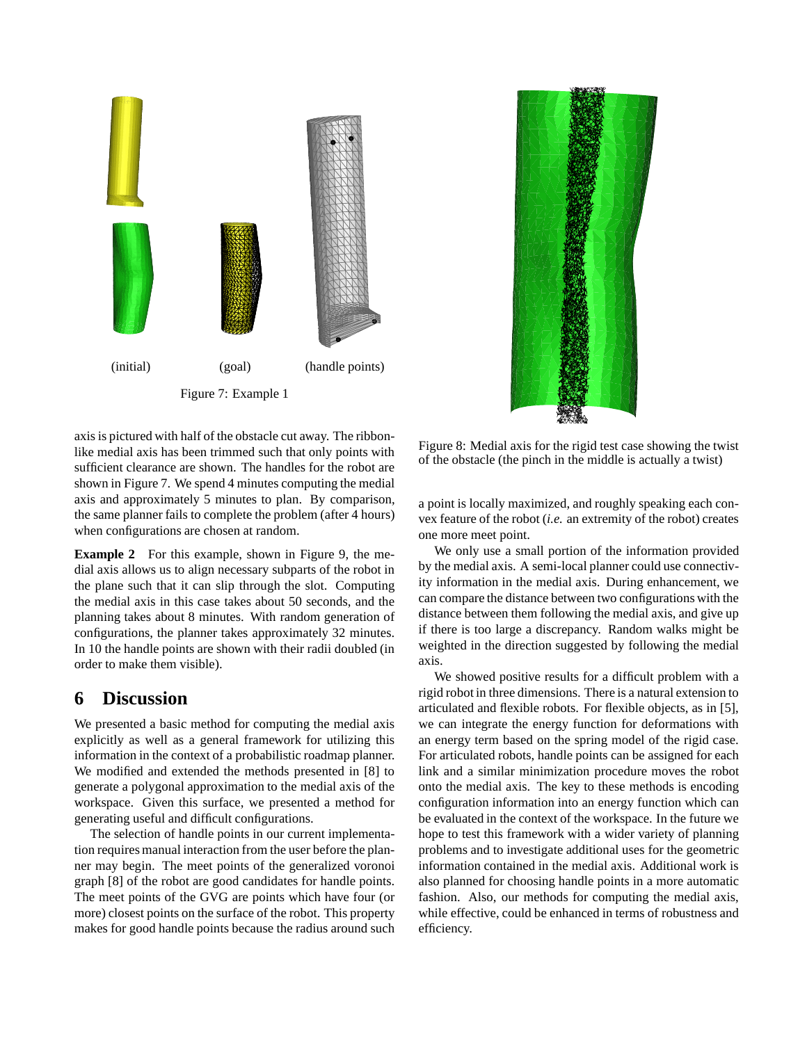(initial) (goal) (handle points)

Figure 7: Example 1

Figure 8: Medial axis for the rigid test case showing the twist of the obstacle (the pinch in the middle is actually a twist)

axis is pictured with half of the obstacle cut away. The ribbon-like medial axis has been trimmed such that only points with sufficient clearance are shown. The handles for the robot are shown in Figure 7. We spend 4 minutes computing the medial axis and approximately 5 minutes to plan. By comparison, the same planner fails to complete the problem (after 4 hours) when configurations are chosen at random.

**Example 2** For this example, shown in Figure 9, the medial axis allows us to align necessary subparts of the robot in the plane such that it can slip through the slot. Computing the medial axis in this case takes about 50 seconds, and the planning takes about 8 minutes. With random generation of configurations, the planner takes approximately 32 minutes. In 10 the handle points are shown with their radii doubled (in order to make them visible).

## 6 Discussion

We presented a basic method for computing the medial axis explicitly as well as a general framework for utilizing this information in the context of a probabilistic roadmap planner. We modified and extended the methods presented in [8] to generate a polygonal approximation to the medial axis of the workspace. Given this surface, we presented a method for generating useful and difficult configurations.

The selection of handle points in our current implementation requires manual interaction from the user before the planner may begin. The meet points of the generalized voronoi graph [8] of the robot are good candidates for handle points. The meet points of the GVG are points which have four (or more) closest points on the surface of the robot. This property makes for good handle points because the radius around such a point is locally maximized, and roughly speaking each convex feature of the robot (*i.e.* an extremity of the robot) creates one more meet point.

We only use a small portion of the information provided by the medial axis. A semi-local planner could use connectivity information in the medial axis. During enhancement, we can compare the distance between two configurations with the distance between them following the medial axis, and give up if there is too large a discrepancy. Random walks might be weighted in the direction suggested by following the medial axis.

We showed positive results for a difficult problem with a rigid robot in three dimensions. There is a natural extension to articulated and flexible robots. For flexible objects, as in [5], we can integrate the energy function for deformations with an energy term based on the spring model of the rigid case. For articulated robots, handle points can be assigned for each link and a similar minimization procedure moves the robot onto the medial axis. The key to these methods is encoding configuration information into an energy function which can be evaluated in the context of the workspace. In the future we hope to test this framework with a wider variety of planning problems and to investigate additional uses for the geometric information contained in the medial axis. Additional work is also planned for choosing handle points in a more automatic fashion. Also, our methods for computing the medial axis, while effective, could be enhanced in terms of robustness and efficiency.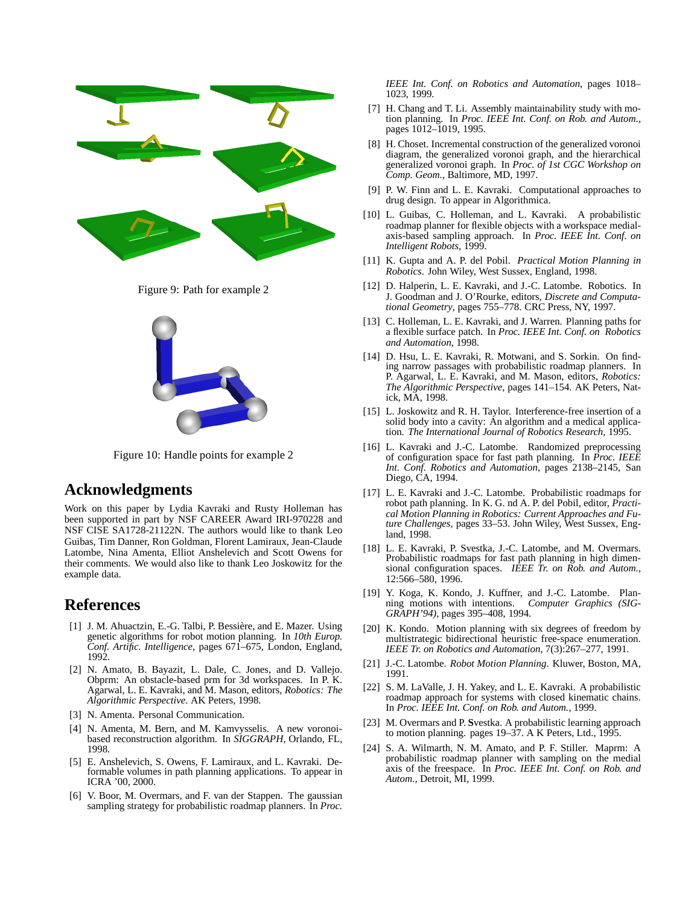Figure 9: Path for example 2

Figure 10: Handle points for example 2

## Acknowledgments

Work on this paper by Lydia Kavraki and Rusty Holleman has been supported in part by NSF CAREER Award IRI-970228 and NSF CISE SA1728-21122N. The authors would like to thank Leo Guibas, Tim Danner, Ron Goldman, Florent Lamiraux, Jean-Claude Latombe, Nina Amenta, Elliot Anshelevich and Scott Owens for their comments. We would also like to thank Leo Joskowitz for the example data.

## References

[1] J. M. Ahuactzin, E.-G. Talbi, P. Bessière, and E. Mazer. Using genetic algorithms for robot motion planning. In *10th Europ. Conf. Artific. Intelligence*, pages 671–675, London, England, 1992.

[2] N. Amato, B. Bayazit, L. Dale, C. Jones, and D. Vallejo. Obprm: An obstacle-based prm for 3d workspaces. In P. K. Agarwal, L. E. Kavraki, and M. Mason, editors, *Robotics: The Algorithmic Perspective*. AK Peters, 1998.

[3] N. Amenta. Personal Communication.

[4] N. Amenta, M. Bern, and M. Kamvysselis. A new voronoi-based reconstruction algorithm. In *SIGGRAPH*, Orlando, FL, 1998.

[5] E. Anshelevich, S. Owens, F. Lamiraux, and L. Kavraki. Deformable volumes in path planning applications. To appear in ICRA '00, 2000.

[6] V. Boor, M. Overmars, and F. van der Stappen. The gaussian sampling strategy for probabilistic roadmap planners. In *Proc. IEEE Int. Conf. on Robotics and Automation*, pages 1018–1023, 1999.

[7] H. Chang and T. Li. Assembly maintainability study with motion planning. In *Proc. IEEE Int. Conf. on Rob. and Autom.*, pages 1012–1019, 1995.

[8] H. Choset. Incremental construction of the generalized voronoi diagram, the generalized voronoi graph, and the hierarchical generalized voronoi graph. In *Proc. of 1st CGC Workshop on Comp. Geom.*, Baltimore, MD, 1997.

[9] P. W. Finn and L. E. Kavraki. Computational approaches to drug design. To appear in Algorithmica.

[10] L. Guibas, C. Holleman, and L. Kavraki. A probabilistic roadmap planner for flexible objects with a workspace medial-axis-based sampling approach. In *Proc. IEEE Int. Conf. on Intelligent Robots*, 1999.

[11] K. Gupta and A. P. del Pobil. *Practical Motion Planning in Robotics*. John Wiley, West Sussex, England, 1998.

[12] D. Halperin, L. E. Kavraki, and J.-C. Latombe. Robotics. In J. Goodman and J. O'Rourke, editors, *Discrete and Computational Geometry*, pages 755–778. CRC Press, NY, 1997.

[13] C. Holleman, L. E. Kavraki, and J. Warren. Planning paths for a flexible surface patch. In *Proc. IEEE Int. Conf. on Robotics and Automation*, 1998.

[14] D. Hsu, L. E. Kavraki, R. Motwani, and S. Sorkin. On finding narrow passages with probabilistic roadmap planners. In P. Agarwal, L. E. Kavraki, and M. Mason, editors, *Robotics: The Algorithmic Perspective*, pages 141–154. AK Peters, Natick, MA, 1998.

[15] L. Joskowitz and R. H. Taylor. Interference-free insertion of a solid body into a cavity: An algorithm and a medical application. *The International Journal of Robotics Research*, 1995.

[16] L. Kavraki and J.-C. Latombe. Randomized preprocessing of configuration space for fast path planning. In *Proc. IEEE Int. Conf. Robotics and Automation*, pages 2138–2145, San Diego, CA, 1994.

[17] L. E. Kavraki and J.-C. Latombe. Probabilistic roadmaps for robot path planning. In K. G. nd A. P. del Pobil, editor, *Practical Motion Planning in Robotics: Current Approaches and Future Challenges*, pages 33–53. John Wiley, West Sussex, England, 1998.

[18] L. E. Kavraki, P. Svestka, J.-C. Latombe, and M. Overmars. Probabilistic roadmaps for fast path planning in high dimensional configuration spaces. *IEEE Tr. on Rob. and Autom.*, 12:566–580, 1996.

[19] Y. Koga, K. Kondo, J. Kuffner, and J.-C. Latombe. Planning motions with intentions. *Computer Graphics (SIGGRAPH'94)*, pages 395–408, 1994.

[20] K. Kondo. Motion planning with six degrees of freedom by multistrategic bidirectional heuristic free-space enumeration. *IEEE Tr. on Robotics and Automation*, 7(3):267–277, 1991.

[21] J.-C. Latombe. *Robot Motion Planning*. Kluwer, Boston, MA, 1991.

[22] S. M. LaValle, J. H. Yakey, and L. E. Kavraki. A probabilistic roadmap approach for systems with closed kinematic chains. In *Proc. IEEE Int. Conf. on Rob. and Autom.*, 1999.

[23] M. Overmars and P. **S**vestka. A probabilistic learning approach to motion planning. pages 19–37. A K Peters, Ltd., 1995.

[24] S. A. Wilmarth, N. M. Amato, and P. F. Stiller. Maprm: A probabilistic roadmap planner with sampling on the medial axis of the freespace. In *Proc. IEEE Int. Conf. on Rob. and Autom.*, Detroit, MI, 1999.